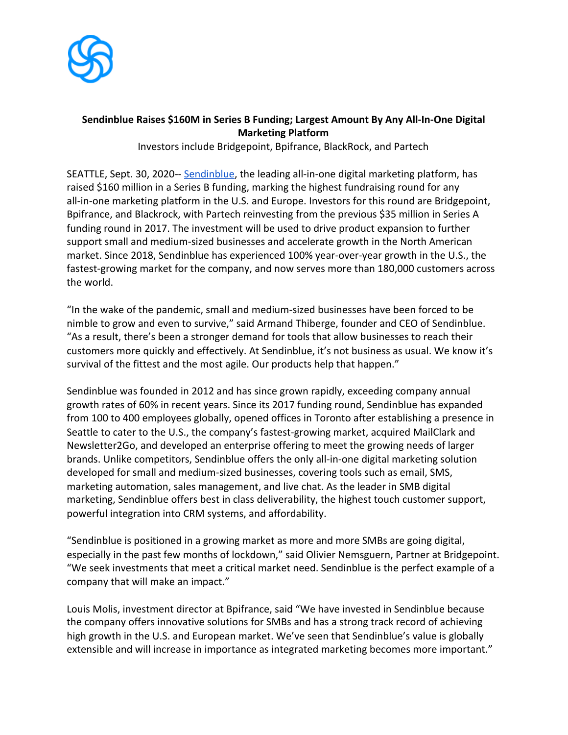**Sendinblue Raises $160M in Series B Funding; Largest Amount By Any All-In-One Digital Marketing Platform**

Investors include Bridgepoint, Bpifrance, BlackRock, and Partech

SEATTLE, Sept. 30, 2020-- Sendinblue, the leading all-in-one digital marketing platform, has raised $160 million in a Series B funding, marking the highest fundraising round for any all-in-one marketing platform in the U.S. and Europe. Investors for this round are Bridgepoint, Bpifrance, and Blackrock, with Partech reinvesting from the previous $35 million in Series A funding round in 2017. The investment will be used to drive product expansion to further support small and medium-sized businesses and accelerate growth in the North American market. Since 2018, Sendinblue has experienced 100% year-over-year growth in the U.S., the fastest-growing market for the company, and now serves more than 180,000 customers across the world.

"In the wake of the pandemic, small and medium-sized businesses have been forced to be nimble to grow and even to survive," said Armand Thiberge, founder and CEO of Sendinblue. "As a result, there's been a stronger demand for tools that allow businesses to reach their customers more quickly and effectively. At Sendinblue, it's not business as usual. We know it's survival of the fittest and the most agile. Our products help that happen."

Sendinblue was founded in 2012 and has since grown rapidly, exceeding company annual growth rates of 60% in recent years. Since its 2017 funding round, Sendinblue has expanded from 100 to 400 employees globally, opened offices in Toronto after establishing a presence in Seattle to cater to the U.S., the company's fastest-growing market, acquired MailClark and Newsletter2Go, and developed an enterprise offering to meet the growing needs of larger brands. Unlike competitors, Sendinblue offers the only all-in-one digital marketing solution developed for small and medium-sized businesses, covering tools such as email, SMS, marketing automation, sales management, and live chat. As the leader in SMB digital marketing, Sendinblue offers best in class deliverability, the highest touch customer support, powerful integration into CRM systems, and affordability.

"Sendinblue is positioned in a growing market as more and more SMBs are going digital, especially in the past few months of lockdown," said Olivier Nemsguern, Partner at Bridgepoint. "We seek investments that meet a critical market need. Sendinblue is the perfect example of a company that will make an impact."

Louis Molis, investment director at Bpifrance, said "We have invested in Sendinblue because the company offers innovative solutions for SMBs and has a strong track record of achieving high growth in the U.S. and European market. We've seen that Sendinblue's value is globally extensible and will increase in importance as integrated marketing becomes more important."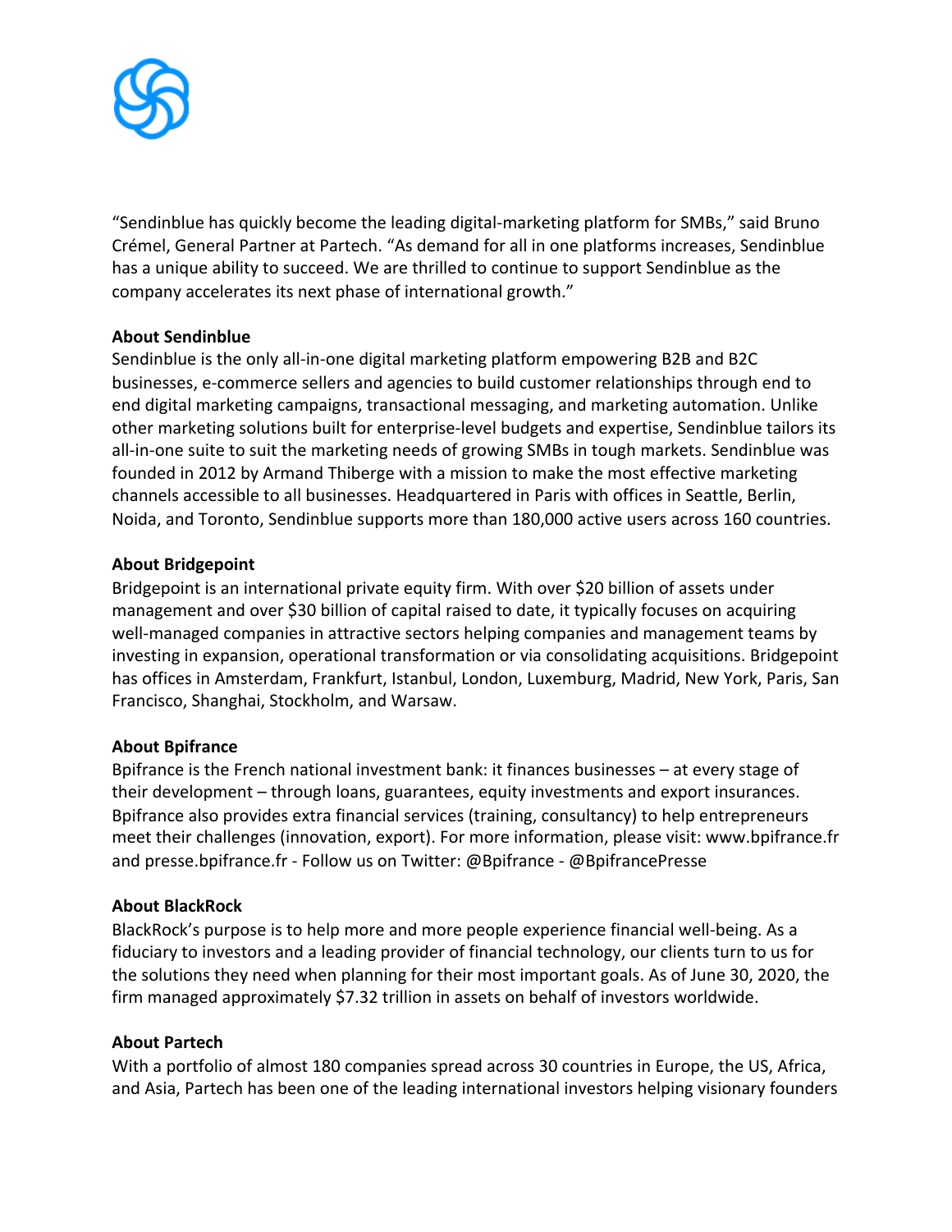"Sendinblue has quickly become the leading digital-marketing platform for SMBs," said Bruno Crémel, General Partner at Partech. "As demand for all in one platforms increases, Sendinblue has a unique ability to succeed. We are thrilled to continue to support Sendinblue as the company accelerates its next phase of international growth."

**About Sendinblue**
Sendinblue is the only all-in-one digital marketing platform empowering B2B and B2C businesses, e-commerce sellers and agencies to build customer relationships through end to end digital marketing campaigns, transactional messaging, and marketing automation. Unlike other marketing solutions built for enterprise-level budgets and expertise, Sendinblue tailors its all-in-one suite to suit the marketing needs of growing SMBs in tough markets. Sendinblue was founded in 2012 by Armand Thiberge with a mission to make the most effective marketing channels accessible to all businesses. Headquartered in Paris with offices in Seattle, Berlin, Noida, and Toronto, Sendinblue supports more than 180,000 active users across 160 countries.

**About Bridgepoint**
Bridgepoint is an international private equity firm. With over $20 billion of assets under management and over $30 billion of capital raised to date, it typically focuses on acquiring well-managed companies in attractive sectors helping companies and management teams by investing in expansion, operational transformation or via consolidating acquisitions. Bridgepoint has offices in Amsterdam, Frankfurt, Istanbul, London, Luxemburg, Madrid, New York, Paris, San Francisco, Shanghai, Stockholm, and Warsaw.

**About Bpifrance**
Bpifrance is the French national investment bank: it finances businesses – at every stage of their development – through loans, guarantees, equity investments and export insurances. Bpifrance also provides extra financial services (training, consultancy) to help entrepreneurs meet their challenges (innovation, export). For more information, please visit: www.bpifrance.fr and presse.bpifrance.fr - Follow us on Twitter: @Bpifrance - @BpifrancePresse

**About BlackRock**
BlackRock's purpose is to help more and more people experience financial well-being. As a fiduciary to investors and a leading provider of financial technology, our clients turn to us for the solutions they need when planning for their most important goals. As of June 30, 2020, the firm managed approximately $7.32 trillion in assets on behalf of investors worldwide.

**About Partech**
With a portfolio of almost 180 companies spread across 30 countries in Europe, the US, Africa, and Asia, Partech has been one of the leading international investors helping visionary founders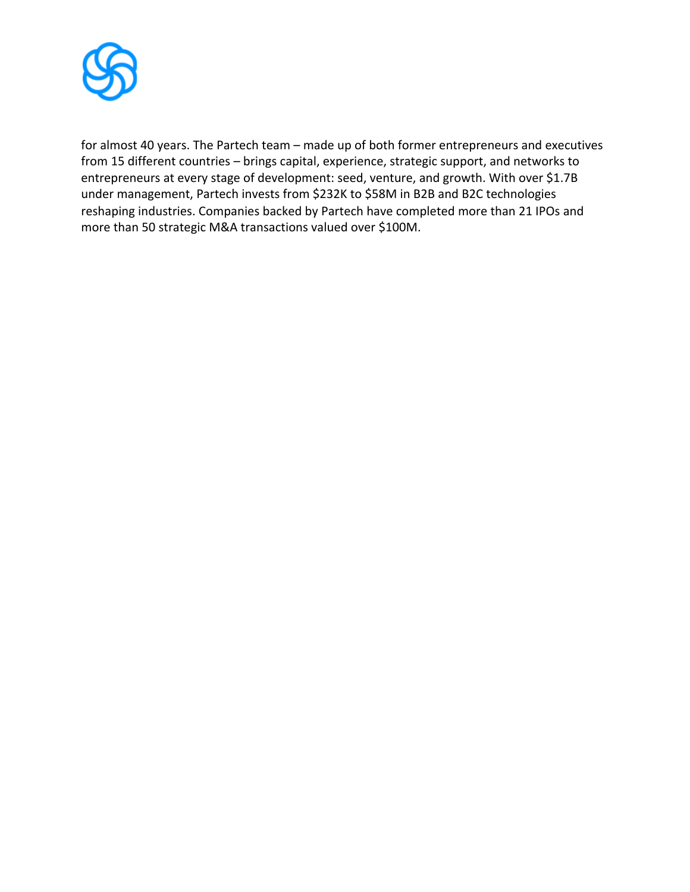for almost 40 years. The Partech team – made up of both former entrepreneurs and executives from 15 different countries – brings capital, experience, strategic support, and networks to entrepreneurs at every stage of development: seed, venture, and growth. With over $1.7B under management, Partech invests from $232K to $58M in B2B and B2C technologies reshaping industries. Companies backed by Partech have completed more than 21 IPOs and more than 50 strategic M&A transactions valued over $100M.